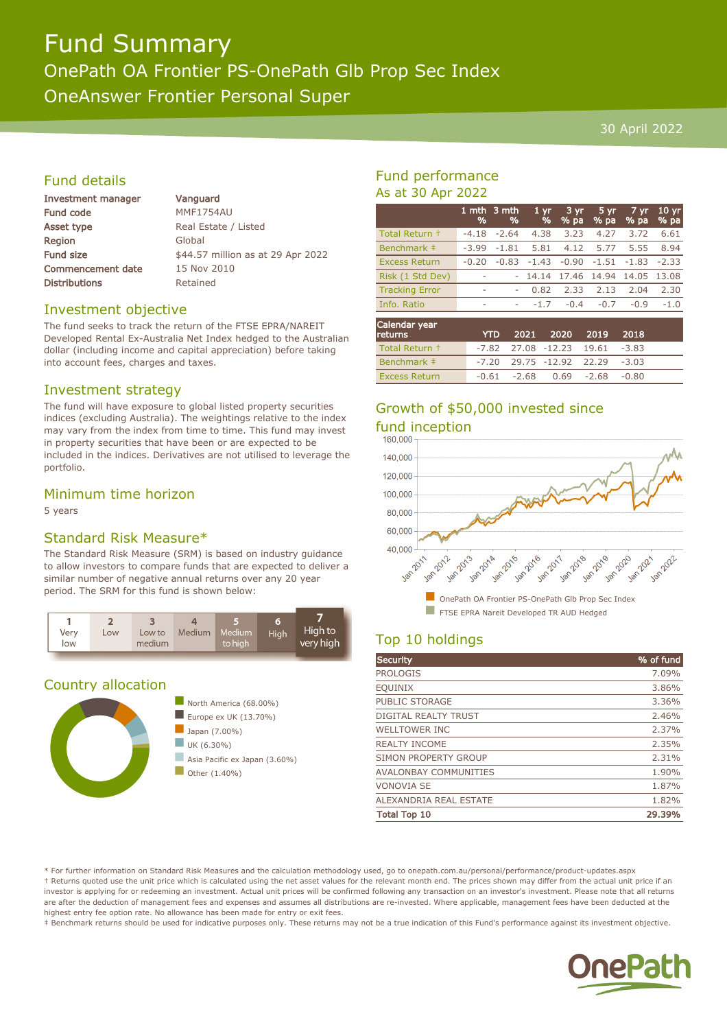# Fund Summary

## OnePath OA Frontier PS-OnePath Glb Prop Sec Index

## OneAnswer Frontier Personal Super

30 April 2022

## Fund details

| | |
|---|---|
| Investment manager | Vanguard |
| Fund code | MMF1754AU |
| Asset type | Real Estate / Listed |
| Region | Global |
| Fund size | $44.57 million as at 29 Apr 2022 |
| Commencement date | 15 Nov 2010 |
| Distributions | Retained |

## Investment objective

The fund seeks to track the return of the FTSE EPRA/NAREIT Developed Rental Ex-Australia Net Index hedged to the Australian dollar (including income and capital appreciation) before taking into account fees, charges and taxes.

## Investment strategy

The fund will have exposure to global listed property securities indices (excluding Australia). The weightings relative to the index may vary from the index from time to time. This fund may invest in property securities that have been or are expected to be included in the indices. Derivatives are not utilised to leverage the portfolio.

## Minimum time horizon

5 years

## Standard Risk Measure*

The Standard Risk Measure (SRM) is based on industry guidance to allow investors to compare funds that are expected to deliver a similar number of negative annual returns over any 20 year period. The SRM for this fund is shown below:

| 1 | 2 | 3 | 4 | 5 | 6 | **7** |
|---|---|---|---|---|---|---|
| Very low | Low | Low to medium | Medium | Medium to high | High | **High to very high** |

## Country allocation

- North America (68.00%)
- Europe ex UK (13.70%)
- Japan (7.00%)
- UK (6.30%)
- Asia Pacific ex Japan (3.60%)
- Other (1.40%)

## Fund performance

As at 30 Apr 2022

| | 1 mth % | 3 mth % | 1 yr % | 3 yr % pa | 5 yr % pa | 7 yr % pa | 10 yr % pa |
|---|---|---|---|---|---|---|---|
| Total Return † | -4.18 | -2.64 | 4.38 | 3.23 | 4.27 | 3.72 | 6.61 |
| Benchmark ‡ | -3.99 | -1.81 | 5.81 | 4.12 | 5.77 | 5.55 | 8.94 |
| Excess Return | -0.20 | -0.83 | -1.43 | -0.90 | -1.51 | -1.83 | -2.33 |
| Risk (1 Std Dev) | - | - | 14.14 | 17.46 | 14.94 | 14.05 | 13.08 |
| Tracking Error | - | - | 0.82 | 2.33 | 2.13 | 2.04 | 2.30 |
| Info. Ratio | - | - | -1.7 | -0.4 | -0.7 | -0.9 | -1.0 |

| Calendar year returns | YTD | 2021 | 2020 | 2019 | 2018 |
|---|---|---|---|---|---|
| Total Return † | -7.82 | 27.08 | -12.23 | 19.61 | -3.83 |
| Benchmark ‡ | -7.20 | 29.75 | -12.92 | 22.29 | -3.03 |
| Excess Return | -0.61 | -2.68 | 0.69 | -2.68 | -0.80 |

## Growth of $50,000 invested since fund inception

- OnePath OA Frontier PS-OnePath Glb Prop Sec Index
- FTSE EPRA Nareit Developed TR AUD Hedged

## Top 10 holdings

| Security | % of fund |
|---|---|
| PROLOGIS | 7.09% |
| EQUINIX | 3.86% |
| PUBLIC STORAGE | 3.36% |
| DIGITAL REALTY TRUST | 2.46% |
| WELLTOWER INC | 2.37% |
| REALTY INCOME | 2.35% |
| SIMON PROPERTY GROUP | 2.31% |
| AVALONBAY COMMUNITIES | 1.90% |
| VONOVIA SE | 1.87% |
| ALEXANDRIA REAL ESTATE | 1.82% |
| **Total Top 10** | **29.39%** |

* For further information on Standard Risk Measures and the calculation methodology used, go to onepath.com.au/personal/performance/product-updates.aspx
† Returns quoted use the unit price which is calculated using the net asset values for the relevant month end. The prices shown may differ from the actual unit price if an investor is applying for or redeeming an investment. Actual unit prices will be confirmed following any transaction on an investor's investment. Please note that all returns are after the deduction of management fees and expenses and assumes all distributions are re-invested. Where applicable, management fees have been deducted at the highest entry fee option rate. No allowance has been made for entry or exit fees.
‡ Benchmark returns should be used for indicative purposes only. These returns may not be a true indication of this Fund's performance against its investment objective.

OnePath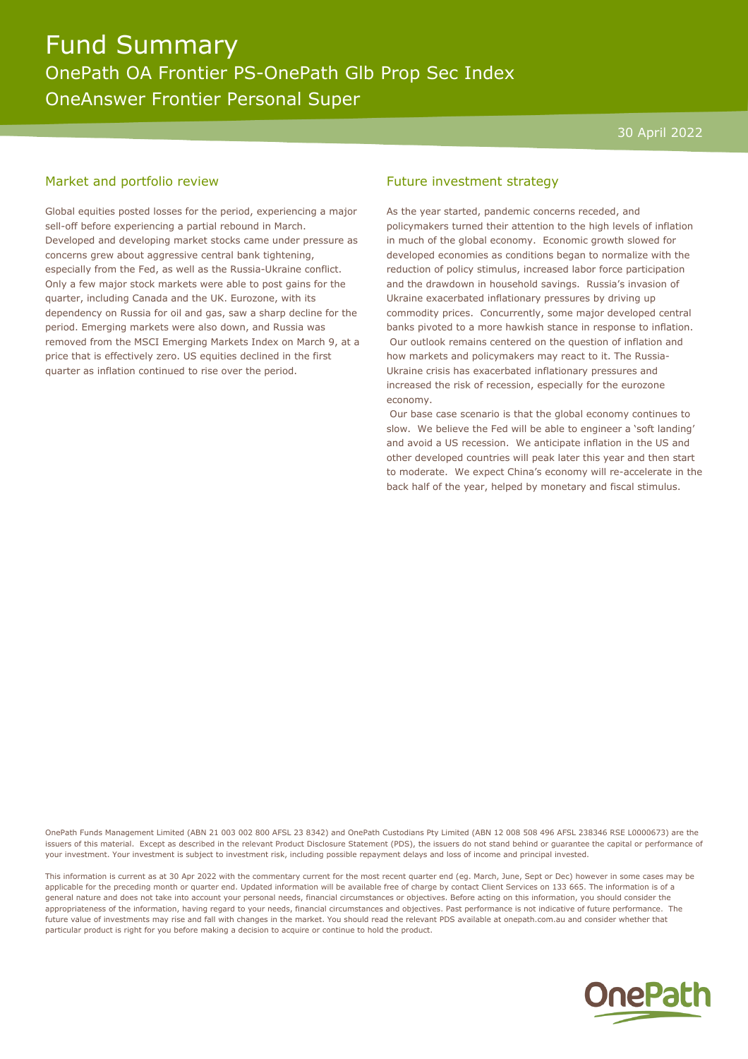# Fund Summary

## OnePath OA Frontier PS-OnePath Glb Prop Sec Index

## OneAnswer Frontier Personal Super

30 April 2022

### Market and portfolio review

Global equities posted losses for the period, experiencing a major sell-off before experiencing a partial rebound in March. Developed and developing market stocks came under pressure as concerns grew about aggressive central bank tightening, especially from the Fed, as well as the Russia-Ukraine conflict. Only a few major stock markets were able to post gains for the quarter, including Canada and the UK. Eurozone, with its dependency on Russia for oil and gas, saw a sharp decline for the period. Emerging markets were also down, and Russia was removed from the MSCI Emerging Markets Index on March 9, at a price that is effectively zero. US equities declined in the first quarter as inflation continued to rise over the period.

### Future investment strategy

As the year started, pandemic concerns receded, and policymakers turned their attention to the high levels of inflation in much of the global economy. Economic growth slowed for developed economies as conditions began to normalize with the reduction of policy stimulus, increased labor force participation and the drawdown in household savings. Russia's invasion of Ukraine exacerbated inflationary pressures by driving up commodity prices. Concurrently, some major developed central banks pivoted to a more hawkish stance in response to inflation. Our outlook remains centered on the question of inflation and how markets and policymakers may react to it. The Russia-Ukraine crisis has exacerbated inflationary pressures and increased the risk of recession, especially for the eurozone economy.

Our base case scenario is that the global economy continues to slow. We believe the Fed will be able to engineer a 'soft landing' and avoid a US recession. We anticipate inflation in the US and other developed countries will peak later this year and then start to moderate. We expect China's economy will re-accelerate in the back half of the year, helped by monetary and fiscal stimulus.

OnePath Funds Management Limited (ABN 21 003 002 800 AFSL 23 8342) and OnePath Custodians Pty Limited (ABN 12 008 508 496 AFSL 238346 RSE L0000673) are the issuers of this material. Except as described in the relevant Product Disclosure Statement (PDS), the issuers do not stand behind or guarantee the capital or performance of your investment. Your investment is subject to investment risk, including possible repayment delays and loss of income and principal invested.

This information is current as at 30 Apr 2022 with the commentary current for the most recent quarter end (eg. March, June, Sept or Dec) however in some cases may be applicable for the preceding month or quarter end. Updated information will be available free of charge by contact Client Services on 133 665. The information is of a general nature and does not take into account your personal needs, financial circumstances or objectives. Before acting on this information, you should consider the appropriateness of the information, having regard to your needs, financial circumstances and objectives. Past performance is not indicative of future performance. The future value of investments may rise and fall with changes in the market. You should read the relevant PDS available at onepath.com.au and consider whether that particular product is right for you before making a decision to acquire or continue to hold the product.

OnePath